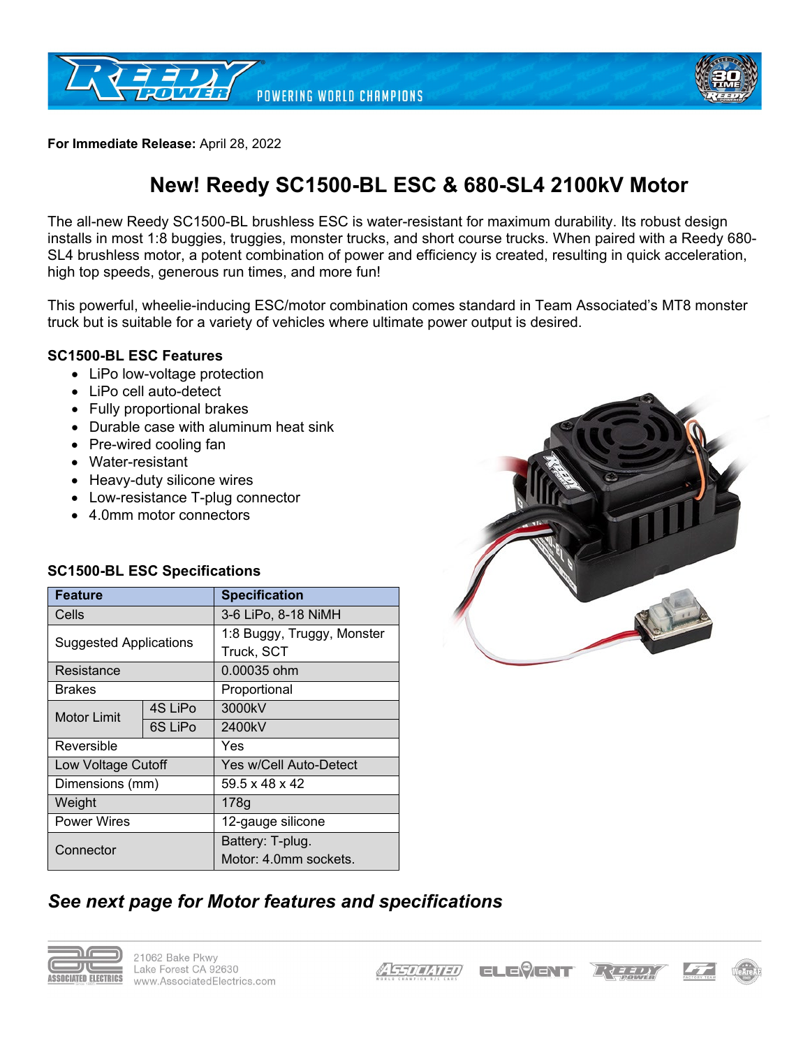**For Immediate Release:** April 28, 2022

# New! Reedy SC1500-BL ESC & 680-SL4 2100kV Motor

The all-new Reedy SC1500-BL brushless ESC is water-resistant for maximum durability. Its robust design installs in most 1:8 buggies, truggies, monster trucks, and short course trucks. When paired with a Reedy 680-SL4 brushless motor, a potent combination of power and efficiency is created, resulting in quick acceleration, high top speeds, generous run times, and more fun!

This powerful, wheelie-inducing ESC/motor combination comes standard in Team Associated's MT8 monster truck but is suitable for a variety of vehicles where ultimate power output is desired.

### SC1500-BL ESC Features

- LiPo low-voltage protection
- LiPo cell auto-detect
- Fully proportional brakes
- Durable case with aluminum heat sink
- Pre-wired cooling fan
- Water-resistant
- Heavy-duty silicone wires
- Low-resistance T-plug connector
- 4.0mm motor connectors

### SC1500-BL ESC Specifications

| Feature | | Specification |
|---|---|---|
| Cells | | 3-6 LiPo, 8-18 NiMH |
| Suggested Applications | | 1:8 Buggy, Truggy, Monster Truck, SCT |
| Resistance | | 0.00035 ohm |
| Brakes | | Proportional |
| Motor Limit | 4S LiPo | 3000kV |
| | 6S LiPo | 2400kV |
| Reversible | | Yes |
| Low Voltage Cutoff | | Yes w/Cell Auto-Detect |
| Dimensions (mm) | | 59.5 x 48 x 42 |
| Weight | | 178g |
| Power Wires | | 12-gauge silicone |
| Connector | | Battery: T-plug. Motor: 4.0mm sockets. |

## *See next page for Motor features and specifications*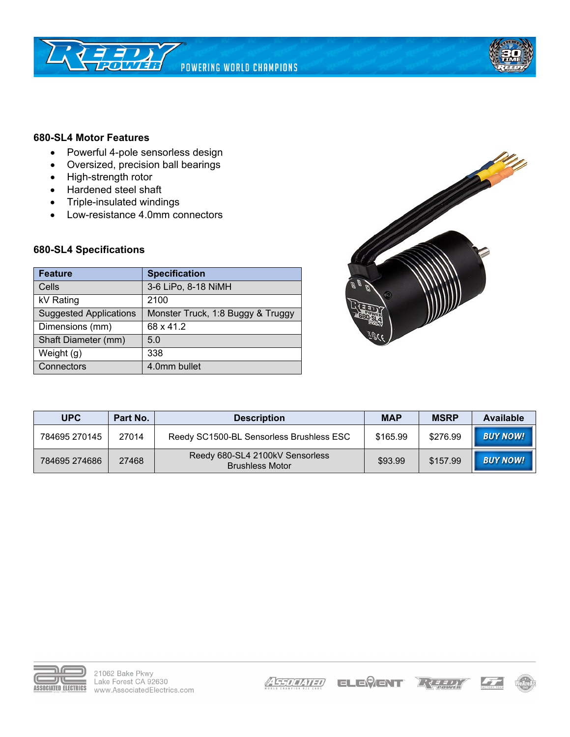### 680-SL4 Motor Features

- Powerful 4-pole sensorless design
- Oversized, precision ball bearings
- High-strength rotor
- Hardened steel shaft
- Triple-insulated windings
- Low-resistance 4.0mm connectors

### 680-SL4 Specifications

| Feature | Specification |
|---|---|
| Cells | 3-6 LiPo, 8-18 NiMH |
| kV Rating | 2100 |
| Suggested Applications | Monster Truck, 1:8 Buggy & Truggy |
| Dimensions (mm) | 68 x 41.2 |
| Shaft Diameter (mm) | 5.0 |
| Weight (g) | 338 |
| Connectors | 4.0mm bullet |

| UPC | Part No. | Description | MAP | MSRP | Available |
|---|---|---|---|---|---|
| 784695 270145 | 27014 | Reedy SC1500-BL Sensorless Brushless ESC | $165.99 | $276.99 | BUY NOW! |
| 784695 274686 | 27468 | Reedy 680-SL4 2100kV Sensorless Brushless Motor | $93.99 | $157.99 | BUY NOW! |

21062 Bake Pkwy
Lake Forest CA 92630
www.AssociatedElectrics.com